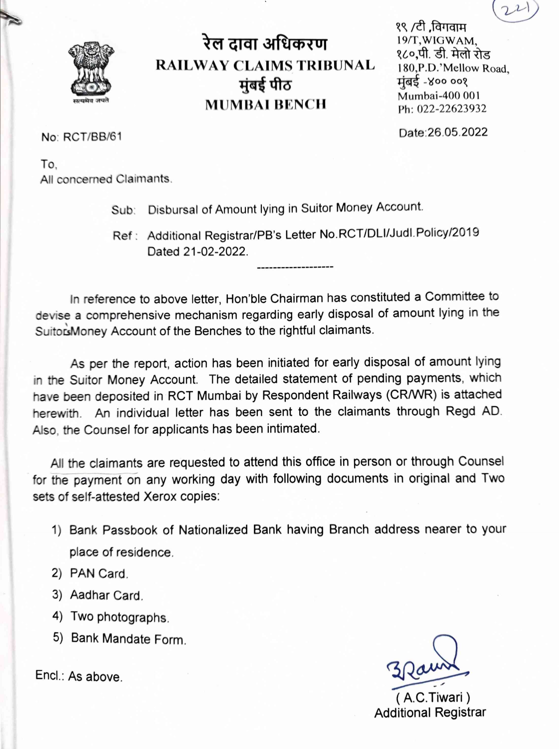# रेल दावा अधिकरण

# RAILWAY CLAIMS TRIBUNAL

## मुंबई पीठ

## MUMBAI BENCH

१९ /टी ,विगवाम
19/T,WIGWAM,
१८०,पी. डी. मेलो रोड
180,P.D.'Mellow Road,
मुंबई -४०० ००१
Mumbai-400 001
Ph: 022-22623932

No: RCT/BB/61

Date:26.05.2022

To,
All concerned Claimants.

Sub: Disbursal of Amount lying in Suitor Money Account.

Ref : Additional Registrar/PB's Letter No.RCT/DLI/Judl.Policy/2019 Dated 21-02-2022.

---

In reference to above letter, Hon'ble Chairman has constituted a Committee to devise a comprehensive mechanism regarding early disposal of amount lying in the Suitors Money Account of the Benches to the rightful claimants.

As per the report, action has been initiated for early disposal of amount lying in the Suitor Money Account. The detailed statement of pending payments, which have been deposited in RCT Mumbai by Respondent Railways (CR/WR) is attached herewith. An individual letter has been sent to the claimants through Regd AD. Also, the Counsel for applicants has been intimated.

All the claimants are requested to attend this office in person or through Counsel for the payment on any working day with following documents in original and Two sets of self-attested Xerox copies:

1) Bank Passbook of Nationalized Bank having Branch address nearer to your place of residence.
2) PAN Card.
3) Aadhar Card.
4) Two photographs.
5) Bank Mandate Form.

Encl.: As above.

( A.C.Tiwari )
Additional Registrar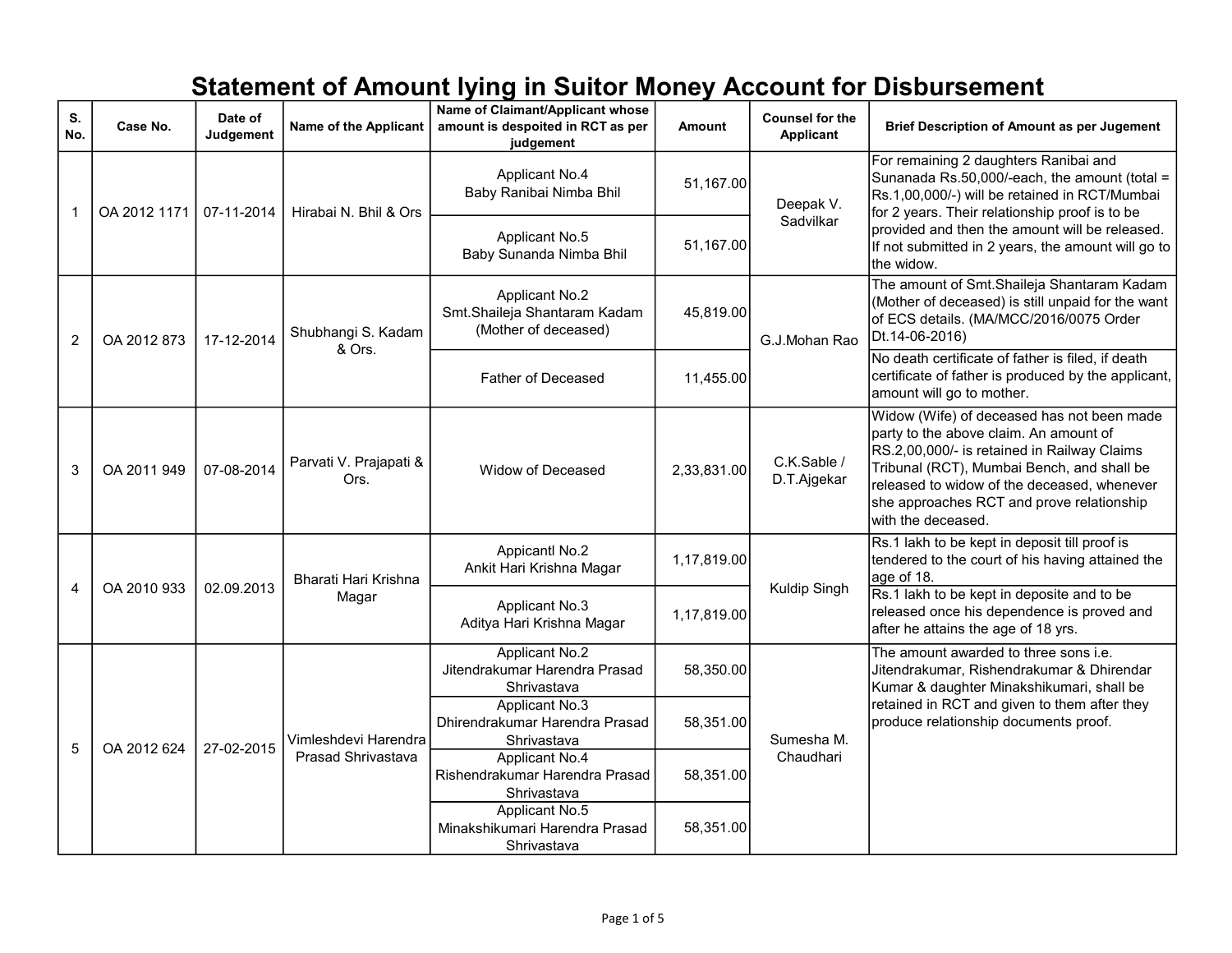# Statement of Amount lying in Suitor Money Account for Disbursement

| S. No. | Case No. | Date of Judgement | Name of the Applicant | Name of Claimant/Applicant whose amount is despoited in RCT as per judgement | Amount | Counsel for the Applicant | Brief Description of Amount as per Jugement |
|---|---|---|---|---|---|---|---|
| 1 | OA 2012 1171 | 07-11-2014 | Hirabai N. Bhil & Ors | Applicant No.4 Baby Ranibai Nimba Bhil | 51,167.00 | Deepak V. Sadvilkar | For remaining 2 daughters Ranibai and Sunanada Rs.50,000/-each, the amount (total = Rs.1,00,000/-) will be retained in RCT/Mumbai for 2 years. Their relationship proof is to be provided and then the amount will be released. If not submitted in 2 years, the amount will go to the widow. |
| | | | | Applicant No.5 Baby Sunanda Nimba Bhil | 51,167.00 | | |
| 2 | OA 2012 873 | 17-12-2014 | Shubhangi S. Kadam & Ors. | Applicant No.2 Smt.Shaileja Shantaram Kadam (Mother of deceased) | 45,819.00 | G.J.Mohan Rao | The amount of Smt.Shaileja Shantaram Kadam (Mother of deceased) is still unpaid for the want of ECS details. (MA/MCC/2016/0075 Order Dt.14-06-2016) |
| | | | | Father of Deceased | 11,455.00 | | No death certificate of father is filed, if death certificate of father is produced by the applicant, amount will go to mother. |
| 3 | OA 2011 949 | 07-08-2014 | Parvati V. Prajapati & Ors. | Widow of Deceased | 2,33,831.00 | C.K.Sable / D.T.Ajgekar | Widow (Wife) of deceased has not been made party to the above claim. An amount of RS.2,00,000/- is retained in Railway Claims Tribunal (RCT), Mumbai Bench, and shall be released to widow of the deceased, whenever she approaches RCT and prove relationship with the deceased. |
| 4 | OA 2010 933 | 02.09.2013 | Bharati Hari Krishna Magar | Appicantl No.2 Ankit Hari Krishna Magar | 1,17,819.00 | Kuldip Singh | Rs.1 lakh to be kept in deposit till proof is tendered to the court of his having attained the age of 18. |
| | | | | Applicant No.3 Aditya Hari Krishna Magar | 1,17,819.00 | | Rs.1 lakh to be kept in deposite and to be released once his dependence is proved and after he attains the age of 18 yrs. |
| 5 | OA 2012 624 | 27-02-2015 | Vimleshdevi Harendra Prasad Shrivastava | Applicant No.2 Jitendrakumar Harendra Prasad Shrivastava | 58,350.00 | Sumesha M. Chaudhari | The amount awarded to three sons i.e. Jitendrakumar, Rishendrakumar & Dhirendar Kumar & daughter Minakshikumari, shall be retained in RCT and given to them after they produce relationship documents proof. |
| | | | | Applicant No.3 Dhirendrakumar Harendra Prasad Shrivastava | 58,351.00 | | |
| | | | | Applicant No.4 Rishendrakumar Harendra Prasad Shrivastava | 58,351.00 | | |
| | | | | Applicant No.5 Minakshikumari Harendra Prasad Shrivastava | 58,351.00 | | |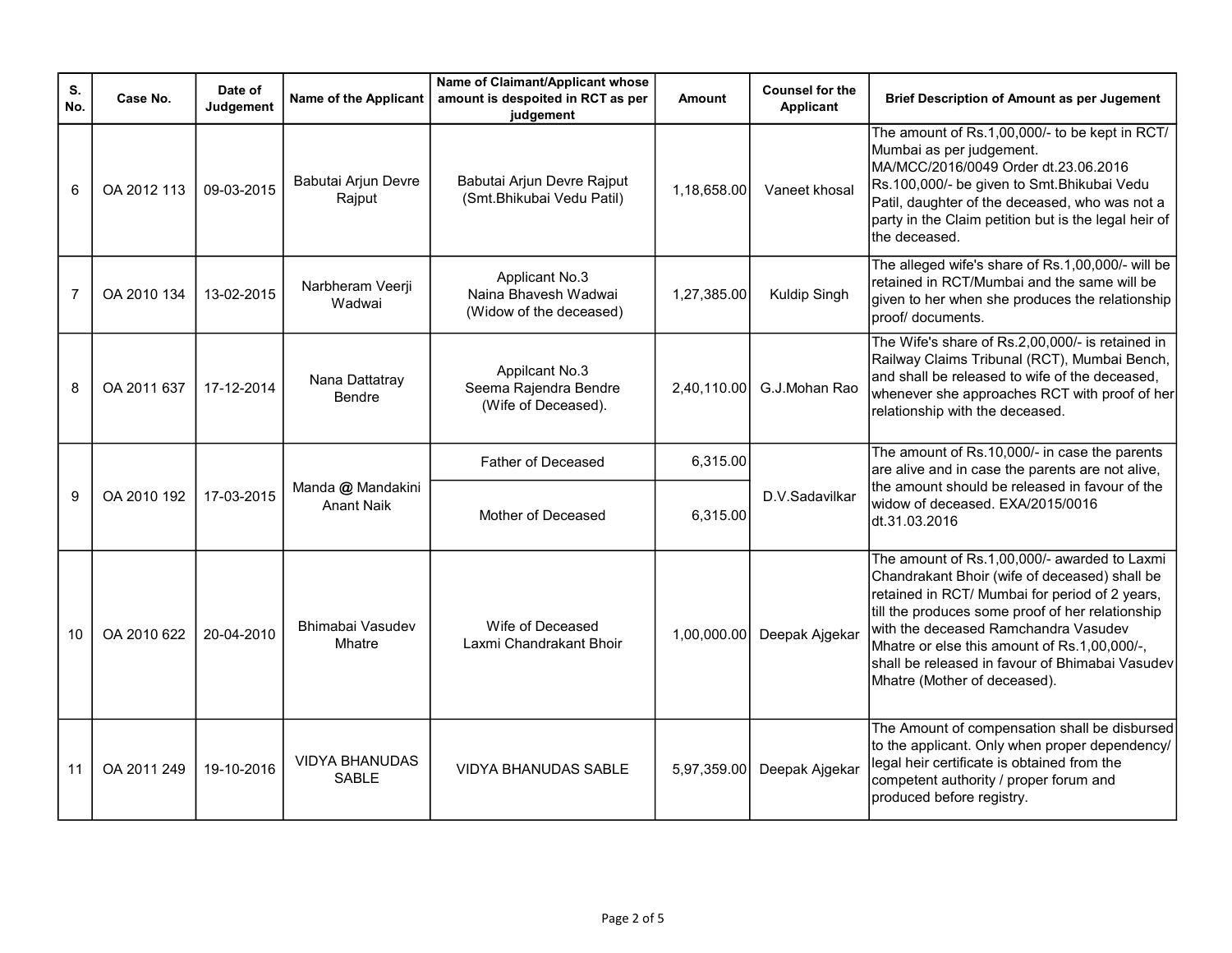| S. No. | Case No. | Date of Judgement | Name of the Applicant | Name of Claimant/Applicant whose amount is despoited in RCT as per judgement | Amount | Counsel for the Applicant | Brief Description of Amount as per Jugement |
|---|---|---|---|---|---|---|---|
| 6 | OA 2012 113 | 09-03-2015 | Babutai Arjun Devre Rajput | Babutai Arjun Devre Rajput (Smt.Bhikubai Vedu Patil) | 1,18,658.00 | Vaneet khosal | The amount of Rs.1,00,000/- to be kept in RCT/ Mumbai as per judgement. MA/MCC/2016/0049 Order dt.23.06.2016 Rs.100,000/- be given to Smt.Bhikubai Vedu Patil, daughter of the deceased, who was not a party in the Claim petition but is the legal heir of the deceased. |
| 7 | OA 2010 134 | 13-02-2015 | Narbheram Veerji Wadwai | Applicant No.3 Naina Bhavesh Wadwai (Widow of the deceased) | 1,27,385.00 | Kuldip Singh | The alleged wife's share of Rs.1,00,000/- will be retained in RCT/Mumbai and the same will be given to her when she produces the relationship proof/ documents. |
| 8 | OA 2011 637 | 17-12-2014 | Nana Dattatray Bendre | Appilcant No.3 Seema Rajendra Bendre (Wife of Deceased). | 2,40,110.00 | G.J.Mohan Rao | The Wife's share of Rs.2,00,000/- is retained in Railway Claims Tribunal (RCT), Mumbai Bench, and shall be released to wife of the deceased, whenever she approaches RCT with proof of her relationship with the deceased. |
| 9 | OA 2010 192 | 17-03-2015 | Manda @ Mandakini Anant Naik | Father of Deceased | 6,315.00 | D.V.Sadavilkar | The amount of Rs.10,000/- in case the parents are alive and in case the parents are not alive, the amount should be released in favour of the widow of deceased. EXA/2015/0016 dt.31.03.2016 |
| | | | | Mother of Deceased | 6,315.00 | | |
| 10 | OA 2010 622 | 20-04-2010 | Bhimabai Vasudev Mhatre | Wife of Deceased Laxmi Chandrakant Bhoir | 1,00,000.00 | Deepak Ajgekar | The amount of Rs.1,00,000/- awarded to Laxmi Chandrakant Bhoir (wife of deceased) shall be retained in RCT/ Mumbai for period of 2 years, till the produces some proof of her relationship with the deceased Ramchandra Vasudev Mhatre or else this amount of Rs.1,00,000/-, shall be released in favour of Bhimabai Vasudev Mhatre (Mother of deceased). |
| 11 | OA 2011 249 | 19-10-2016 | VIDYA BHANUDAS SABLE | VIDYA BHANUDAS SABLE | 5,97,359.00 | Deepak Ajgekar | The Amount of compensation shall be disbursed to the applicant. Only when proper dependency/ legal heir certificate is obtained from the competent authority / proper forum and produced before registry. |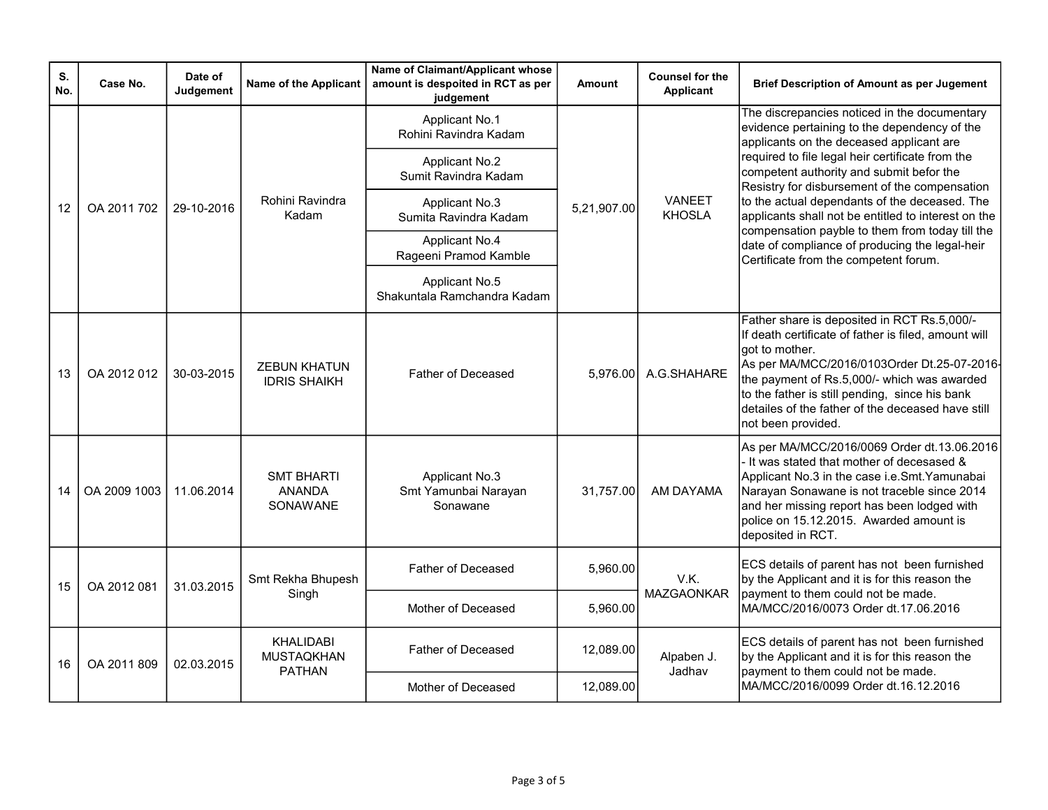| S. No. | Case No. | Date of Judgement | Name of the Applicant | Name of Claimant/Applicant whose amount is despoited in RCT as per judgement | Amount | Counsel for the Applicant | Brief Description of Amount as per Jugement |
|---|---|---|---|---|---|---|---|
| 12 | OA 2011 702 | 29-10-2016 | Rohini Ravindra Kadam | Applicant No.1 Rohini Ravindra Kadam | 5,21,907.00 | VANEET KHOSLA | The discrepancies noticed in the documentary evidence pertaining to the dependency of the applicants on the deceased applicant are required to file legal heir certificate from the competent authority and submit befor the Resistry for disbursement of the compensation to the actual dependants of the deceased. The applicants shall not be entitled to interest on the compensation payble to them from today till the date of compliance of producing the legal-heir Certificate from the competent forum. |
| | | | | Applicant No.2 Sumit Ravindra Kadam | | | |
| | | | | Applicant No.3 Sumita Ravindra Kadam | | | |
| | | | | Applicant No.4 Rageeni Pramod Kamble | | | |
| | | | | Applicant No.5 Shakuntala Ramchandra Kadam | | | |
| 13 | OA 2012 012 | 30-03-2015 | ZEBUN KHATUN IDRIS SHAIKH | Father of Deceased | 5,976.00 | A.G.SHAHARE | Father share is deposited in RCT Rs.5,000/- If death certificate of father is filed, amount will got to mother. As per MA/MCC/2016/0103Order Dt.25-07-2016- the payment of Rs.5,000/- which was awarded to the father is still pending, since his bank detailes of the father of the deceased have still not been provided. |
| 14 | OA 2009 1003 | 11.06.2014 | SMT BHARTI ANANDA SONAWANE | Applicant No.3 Smt Yamunbai Narayan Sonawane | 31,757.00 | AM DAYAMA | As per MA/MCC/2016/0069 Order dt.13.06.2016 - It was stated that mother of decesased & Applicant No.3 in the case i.e.Smt.Yamunabai Narayan Sonawane is not traceble since 2014 and her missing report has been lodged with police on 15.12.2015. Awarded amount is deposited in RCT. |
| 15 | OA 2012 081 | 31.03.2015 | Smt Rekha Bhupesh Singh | Father of Deceased | 5,960.00 | V.K. MAZGAONKAR | ECS details of parent has not been furnished by the Applicant and it is for this reason the payment to them could not be made. MA/MCC/2016/0073 Order dt.17.06.2016 |
| | | | | Mother of Deceased | 5,960.00 | | |
| 16 | OA 2011 809 | 02.03.2015 | KHALIDABI MUSTAQKHAN PATHAN | Father of Deceased | 12,089.00 | Alpaben J. Jadhav | ECS details of parent has not been furnished by the Applicant and it is for this reason the payment to them could not be made. MA/MCC/2016/0099 Order dt.16.12.2016 |
| | | | | Mother of Deceased | 12,089.00 | | |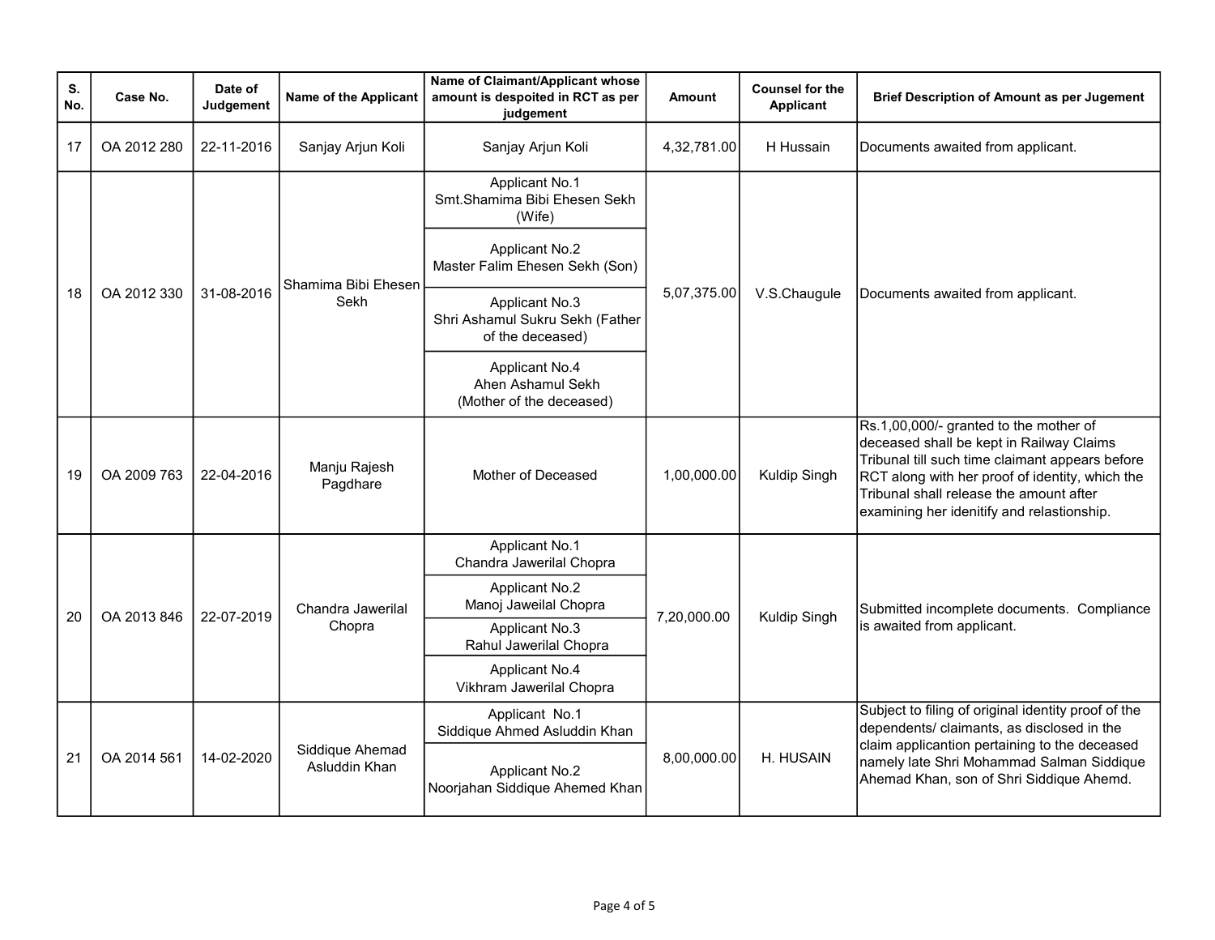| S. No. | Case No. | Date of Judgement | Name of the Applicant | Name of Claimant/Applicant whose amount is despoited in RCT as per judgement | Amount | Counsel for the Applicant | Brief Description of Amount as per Jugement |
|---|---|---|---|---|---|---|---|
| 17 | OA 2012 280 | 22-11-2016 | Sanjay Arjun Koli | Sanjay Arjun Koli | 4,32,781.00 | H Hussain | Documents awaited from applicant. |
| 18 | OA 2012 330 | 31-08-2016 | Shamima Bibi Ehesen Sekh | Applicant No.1 Smt.Shamima Bibi Ehesen Sekh (Wife) | 5,07,375.00 | V.S.Chaugule | Documents awaited from applicant. |
| | | | | Applicant No.2 Master Falim Ehesen Sekh (Son) | | | |
| | | | | Applicant No.3 Shri Ashamul Sukru Sekh (Father of the deceased) | | | |
| | | | | Applicant No.4 Ahen Ashamul Sekh (Mother of the deceased) | | | |
| 19 | OA 2009 763 | 22-04-2016 | Manju Rajesh Pagdhare | Mother of Deceased | 1,00,000.00 | Kuldip Singh | Rs.1,00,000/- granted to the mother of deceased shall be kept in Railway Claims Tribunal till such time claimant appears before RCT along with her proof of identity, which the Tribunal shall release the amount after examining her idenitify and relastionship. |
| 20 | OA 2013 846 | 22-07-2019 | Chandra Jawerilal Chopra | Applicant No.1 Chandra Jawerilal Chopra | 7,20,000.00 | Kuldip Singh | Submitted incomplete documents. Compliance is awaited from applicant. |
| | | | | Applicant No.2 Manoj Jaweilal Chopra | | | |
| | | | | Applicant No.3 Rahul Jawerilal Chopra | | | |
| | | | | Applicant No.4 Vikhram Jawerilal Chopra | | | |
| 21 | OA 2014 561 | 14-02-2020 | Siddique Ahemad Asluddin Khan | Applicant No.1 Siddique Ahmed Asluddin Khan | 8,00,000.00 | H. HUSAIN | Subject to filing of original identity proof of the dependents/ claimants, as disclosed in the claim applicantion pertaining to the deceased namely late Shri Mohammad Salman Siddique Ahemad Khan, son of Shri Siddique Ahemd. |
| | | | | Applicant No.2 Noorjahan Siddique Ahemed Khan | | | |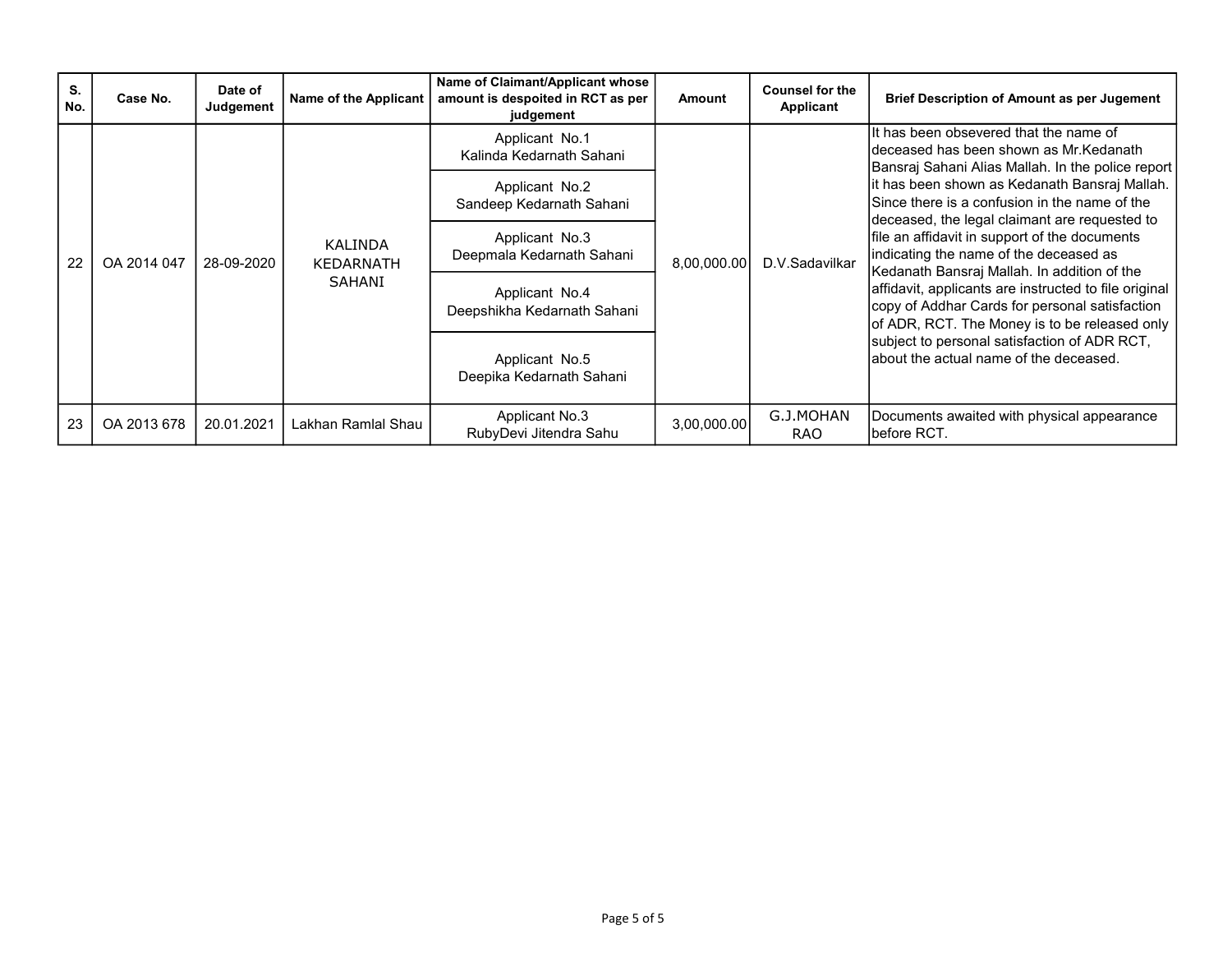| S. No. | Case No. | Date of Judgement | Name of the Applicant | Name of Claimant/Applicant whose amount is despoited in RCT as per judgement | Amount | Counsel for the Applicant | Brief Description of Amount as per Jugement |
|---|---|---|---|---|---|---|---|
| 22 | OA 2014 047 | 28-09-2020 | KALINDA KEDARNATH SAHANI | Applicant No.1 Kalinda Kedarnath Sahani<br>Applicant No.2 Sandeep Kedarnath Sahani<br>Applicant No.3 Deepmala Kedarnath Sahani<br>Applicant No.4 Deepshikha Kedarnath Sahani<br>Applicant No.5 Deepika Kedarnath Sahani | 8,00,000.00 | D.V.Sadavilkar | It has been obsevered that the name of deceased has been shown as Mr.Kedanath Bansraj Sahani Alias Mallah. In the police report it has been shown as Kedanath Bansraj Mallah. Since there is a confusion in the name of the deceased, the legal claimant are requested to file an affidavit in support of the documents indicating the name of the deceased as Kedanath Bansraj Mallah. In addition of the affidavit, applicants are instructed to file original copy of Addhar Cards for personal satisfaction of ADR, RCT. The Money is to be released only subject to personal satisfaction of ADR RCT, about the actual name of the deceased. |
| 23 | OA 2013 678 | 20.01.2021 | Lakhan Ramlal Shau | Applicant No.3 RubyDevi Jitendra Sahu | 3,00,000.00 | G.J.MOHAN RAO | Documents awaited with physical appearance before RCT. |